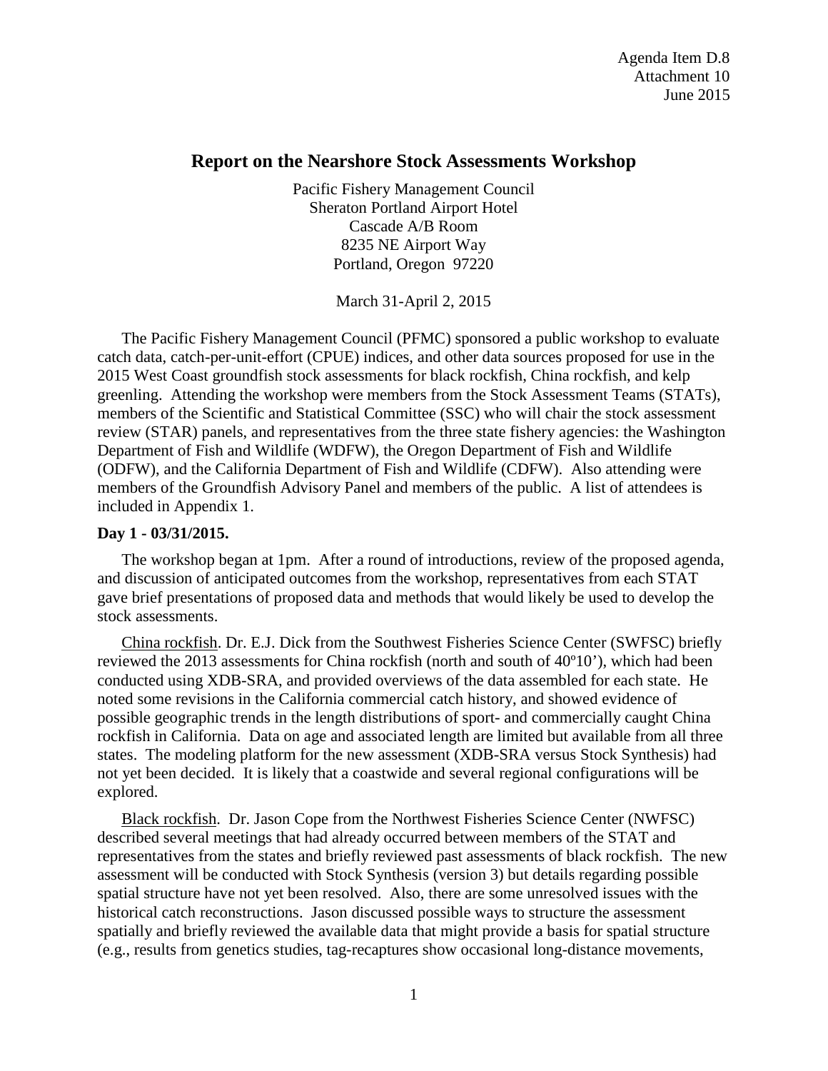Agenda Item D.8
Attachment 10
June 2015

# Report on the Nearshore Stock Assessments Workshop

Pacific Fishery Management Council
Sheraton Portland Airport Hotel
Cascade A/B Room
8235 NE Airport Way
Portland, Oregon 97220

March 31-April 2, 2015

The Pacific Fishery Management Council (PFMC) sponsored a public workshop to evaluate catch data, catch-per-unit-effort (CPUE) indices, and other data sources proposed for use in the 2015 West Coast groundfish stock assessments for black rockfish, China rockfish, and kelp greenling. Attending the workshop were members from the Stock Assessment Teams (STATs), members of the Scientific and Statistical Committee (SSC) who will chair the stock assessment review (STAR) panels, and representatives from the three state fishery agencies: the Washington Department of Fish and Wildlife (WDFW), the Oregon Department of Fish and Wildlife (ODFW), and the California Department of Fish and Wildlife (CDFW). Also attending were members of the Groundfish Advisory Panel and members of the public. A list of attendees is included in Appendix 1.

**Day 1 - 03/31/2015.**

The workshop began at 1pm. After a round of introductions, review of the proposed agenda, and discussion of anticipated outcomes from the workshop, representatives from each STAT gave brief presentations of proposed data and methods that would likely be used to develop the stock assessments.

China rockfish. Dr. E.J. Dick from the Southwest Fisheries Science Center (SWFSC) briefly reviewed the 2013 assessments for China rockfish (north and south of 40º10'), which had been conducted using XDB-SRA, and provided overviews of the data assembled for each state. He noted some revisions in the California commercial catch history, and showed evidence of possible geographic trends in the length distributions of sport- and commercially caught China rockfish in California. Data on age and associated length are limited but available from all three states. The modeling platform for the new assessment (XDB-SRA versus Stock Synthesis) had not yet been decided. It is likely that a coastwide and several regional configurations will be explored.

Black rockfish. Dr. Jason Cope from the Northwest Fisheries Science Center (NWFSC) described several meetings that had already occurred between members of the STAT and representatives from the states and briefly reviewed past assessments of black rockfish. The new assessment will be conducted with Stock Synthesis (version 3) but details regarding possible spatial structure have not yet been resolved. Also, there are some unresolved issues with the historical catch reconstructions. Jason discussed possible ways to structure the assessment spatially and briefly reviewed the available data that might provide a basis for spatial structure (e.g., results from genetics studies, tag-recaptures show occasional long-distance movements,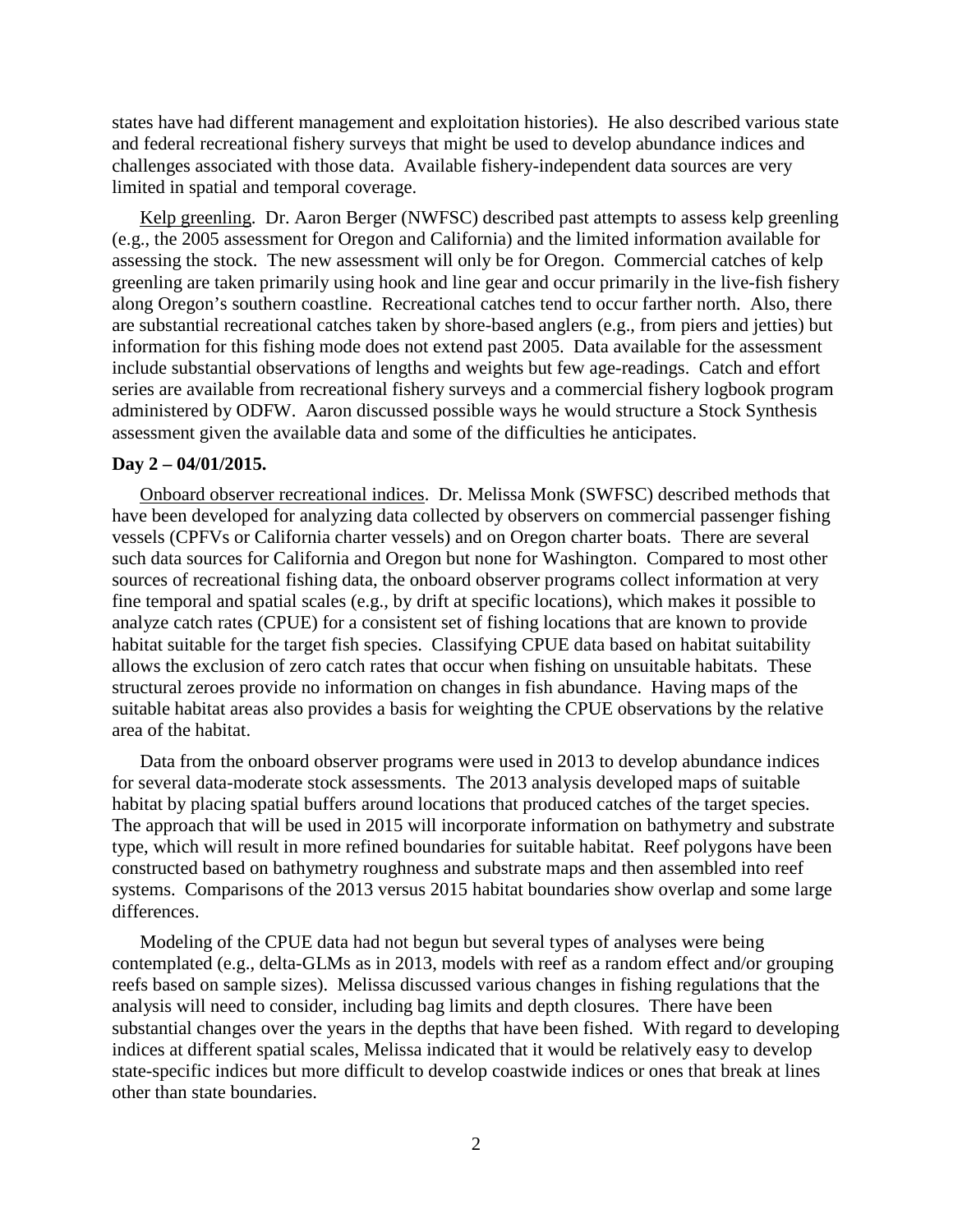states have had different management and exploitation histories). He also described various state and federal recreational fishery surveys that might be used to develop abundance indices and challenges associated with those data. Available fishery-independent data sources are very limited in spatial and temporal coverage.

Kelp greenling. Dr. Aaron Berger (NWFSC) described past attempts to assess kelp greenling (e.g., the 2005 assessment for Oregon and California) and the limited information available for assessing the stock. The new assessment will only be for Oregon. Commercial catches of kelp greenling are taken primarily using hook and line gear and occur primarily in the live-fish fishery along Oregon's southern coastline. Recreational catches tend to occur farther north. Also, there are substantial recreational catches taken by shore-based anglers (e.g., from piers and jetties) but information for this fishing mode does not extend past 2005. Data available for the assessment include substantial observations of lengths and weights but few age-readings. Catch and effort series are available from recreational fishery surveys and a commercial fishery logbook program administered by ODFW. Aaron discussed possible ways he would structure a Stock Synthesis assessment given the available data and some of the difficulties he anticipates.

**Day 2 – 04/01/2015.**

Onboard observer recreational indices. Dr. Melissa Monk (SWFSC) described methods that have been developed for analyzing data collected by observers on commercial passenger fishing vessels (CPFVs or California charter vessels) and on Oregon charter boats. There are several such data sources for California and Oregon but none for Washington. Compared to most other sources of recreational fishing data, the onboard observer programs collect information at very fine temporal and spatial scales (e.g., by drift at specific locations), which makes it possible to analyze catch rates (CPUE) for a consistent set of fishing locations that are known to provide habitat suitable for the target fish species. Classifying CPUE data based on habitat suitability allows the exclusion of zero catch rates that occur when fishing on unsuitable habitats. These structural zeroes provide no information on changes in fish abundance. Having maps of the suitable habitat areas also provides a basis for weighting the CPUE observations by the relative area of the habitat.

Data from the onboard observer programs were used in 2013 to develop abundance indices for several data-moderate stock assessments. The 2013 analysis developed maps of suitable habitat by placing spatial buffers around locations that produced catches of the target species. The approach that will be used in 2015 will incorporate information on bathymetry and substrate type, which will result in more refined boundaries for suitable habitat. Reef polygons have been constructed based on bathymetry roughness and substrate maps and then assembled into reef systems. Comparisons of the 2013 versus 2015 habitat boundaries show overlap and some large differences.

Modeling of the CPUE data had not begun but several types of analyses were being contemplated (e.g., delta-GLMs as in 2013, models with reef as a random effect and/or grouping reefs based on sample sizes). Melissa discussed various changes in fishing regulations that the analysis will need to consider, including bag limits and depth closures. There have been substantial changes over the years in the depths that have been fished. With regard to developing indices at different spatial scales, Melissa indicated that it would be relatively easy to develop state-specific indices but more difficult to develop coastwide indices or ones that break at lines other than state boundaries.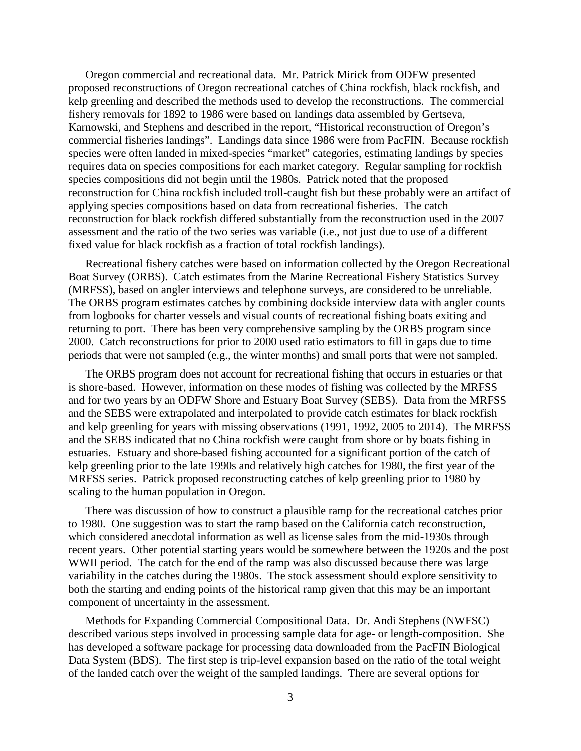Oregon commercial and recreational data. Mr. Patrick Mirick from ODFW presented proposed reconstructions of Oregon recreational catches of China rockfish, black rockfish, and kelp greenling and described the methods used to develop the reconstructions. The commercial fishery removals for 1892 to 1986 were based on landings data assembled by Gertseva, Karnowski, and Stephens and described in the report, "Historical reconstruction of Oregon's commercial fisheries landings". Landings data since 1986 were from PacFIN. Because rockfish species were often landed in mixed-species "market" categories, estimating landings by species requires data on species compositions for each market category. Regular sampling for rockfish species compositions did not begin until the 1980s. Patrick noted that the proposed reconstruction for China rockfish included troll-caught fish but these probably were an artifact of applying species compositions based on data from recreational fisheries. The catch reconstruction for black rockfish differed substantially from the reconstruction used in the 2007 assessment and the ratio of the two series was variable (i.e., not just due to use of a different fixed value for black rockfish as a fraction of total rockfish landings).

Recreational fishery catches were based on information collected by the Oregon Recreational Boat Survey (ORBS). Catch estimates from the Marine Recreational Fishery Statistics Survey (MRFSS), based on angler interviews and telephone surveys, are considered to be unreliable. The ORBS program estimates catches by combining dockside interview data with angler counts from logbooks for charter vessels and visual counts of recreational fishing boats exiting and returning to port. There has been very comprehensive sampling by the ORBS program since 2000. Catch reconstructions for prior to 2000 used ratio estimators to fill in gaps due to time periods that were not sampled (e.g., the winter months) and small ports that were not sampled.

The ORBS program does not account for recreational fishing that occurs in estuaries or that is shore-based. However, information on these modes of fishing was collected by the MRFSS and for two years by an ODFW Shore and Estuary Boat Survey (SEBS). Data from the MRFSS and the SEBS were extrapolated and interpolated to provide catch estimates for black rockfish and kelp greenling for years with missing observations (1991, 1992, 2005 to 2014). The MRFSS and the SEBS indicated that no China rockfish were caught from shore or by boats fishing in estuaries. Estuary and shore-based fishing accounted for a significant portion of the catch of kelp greenling prior to the late 1990s and relatively high catches for 1980, the first year of the MRFSS series. Patrick proposed reconstructing catches of kelp greenling prior to 1980 by scaling to the human population in Oregon.

There was discussion of how to construct a plausible ramp for the recreational catches prior to 1980. One suggestion was to start the ramp based on the California catch reconstruction, which considered anecdotal information as well as license sales from the mid-1930s through recent years. Other potential starting years would be somewhere between the 1920s and the post WWII period. The catch for the end of the ramp was also discussed because there was large variability in the catches during the 1980s. The stock assessment should explore sensitivity to both the starting and ending points of the historical ramp given that this may be an important component of uncertainty in the assessment.

Methods for Expanding Commercial Compositional Data. Dr. Andi Stephens (NWFSC) described various steps involved in processing sample data for age- or length-composition. She has developed a software package for processing data downloaded from the PacFIN Biological Data System (BDS). The first step is trip-level expansion based on the ratio of the total weight of the landed catch over the weight of the sampled landings. There are several options for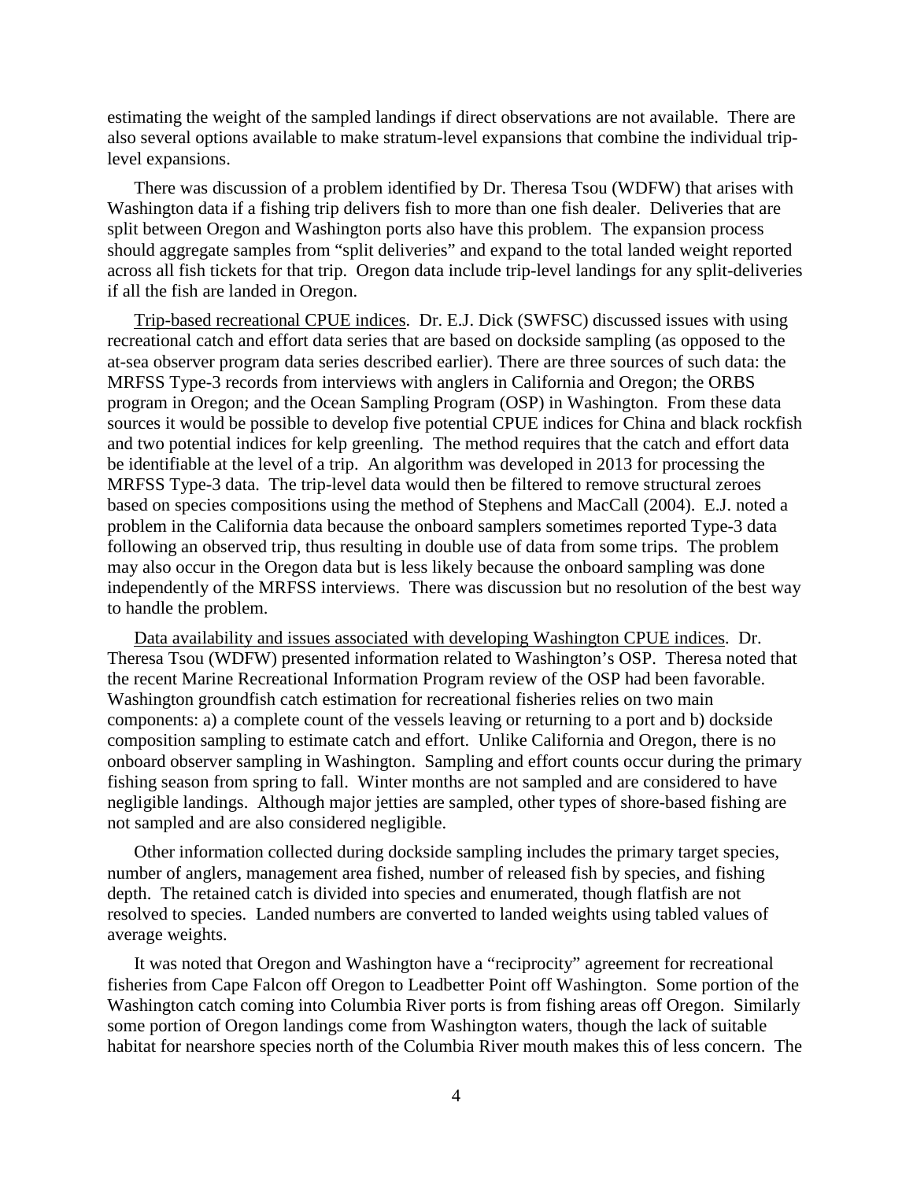estimating the weight of the sampled landings if direct observations are not available. There are also several options available to make stratum-level expansions that combine the individual trip-level expansions.

There was discussion of a problem identified by Dr. Theresa Tsou (WDFW) that arises with Washington data if a fishing trip delivers fish to more than one fish dealer. Deliveries that are split between Oregon and Washington ports also have this problem. The expansion process should aggregate samples from "split deliveries" and expand to the total landed weight reported across all fish tickets for that trip. Oregon data include trip-level landings for any split-deliveries if all the fish are landed in Oregon.

Trip-based recreational CPUE indices. Dr. E.J. Dick (SWFSC) discussed issues with using recreational catch and effort data series that are based on dockside sampling (as opposed to the at-sea observer program data series described earlier). There are three sources of such data: the MRFSS Type-3 records from interviews with anglers in California and Oregon; the ORBS program in Oregon; and the Ocean Sampling Program (OSP) in Washington. From these data sources it would be possible to develop five potential CPUE indices for China and black rockfish and two potential indices for kelp greenling. The method requires that the catch and effort data be identifiable at the level of a trip. An algorithm was developed in 2013 for processing the MRFSS Type-3 data. The trip-level data would then be filtered to remove structural zeroes based on species compositions using the method of Stephens and MacCall (2004). E.J. noted a problem in the California data because the onboard samplers sometimes reported Type-3 data following an observed trip, thus resulting in double use of data from some trips. The problem may also occur in the Oregon data but is less likely because the onboard sampling was done independently of the MRFSS interviews. There was discussion but no resolution of the best way to handle the problem.

Data availability and issues associated with developing Washington CPUE indices. Dr. Theresa Tsou (WDFW) presented information related to Washington's OSP. Theresa noted that the recent Marine Recreational Information Program review of the OSP had been favorable. Washington groundfish catch estimation for recreational fisheries relies on two main components: a) a complete count of the vessels leaving or returning to a port and b) dockside composition sampling to estimate catch and effort. Unlike California and Oregon, there is no onboard observer sampling in Washington. Sampling and effort counts occur during the primary fishing season from spring to fall. Winter months are not sampled and are considered to have negligible landings. Although major jetties are sampled, other types of shore-based fishing are not sampled and are also considered negligible.

Other information collected during dockside sampling includes the primary target species, number of anglers, management area fished, number of released fish by species, and fishing depth. The retained catch is divided into species and enumerated, though flatfish are not resolved to species. Landed numbers are converted to landed weights using tabled values of average weights.

It was noted that Oregon and Washington have a "reciprocity" agreement for recreational fisheries from Cape Falcon off Oregon to Leadbetter Point off Washington. Some portion of the Washington catch coming into Columbia River ports is from fishing areas off Oregon. Similarly some portion of Oregon landings come from Washington waters, though the lack of suitable habitat for nearshore species north of the Columbia River mouth makes this of less concern. The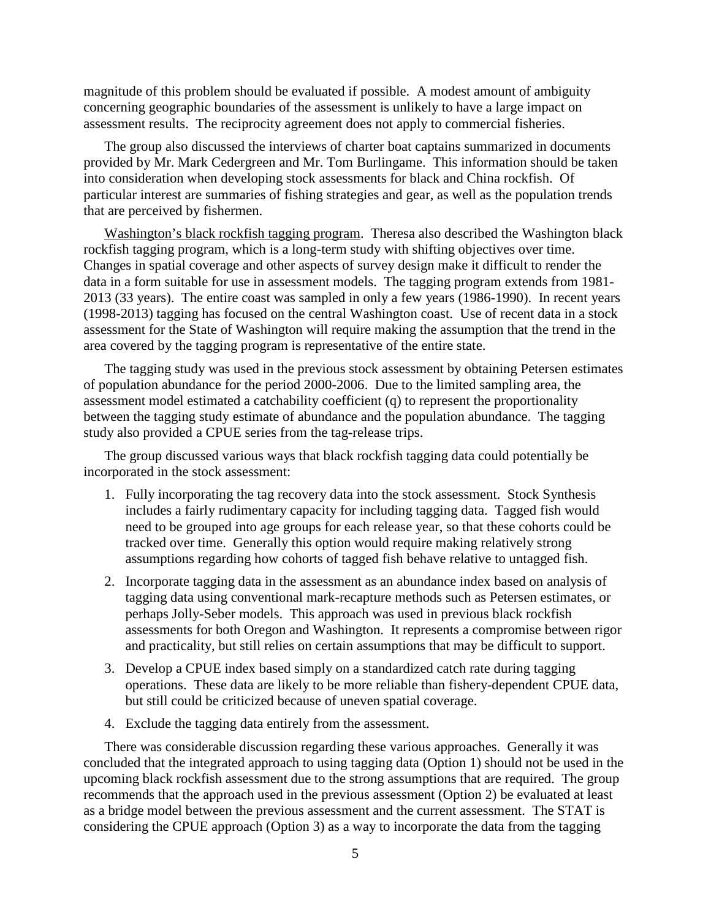magnitude of this problem should be evaluated if possible. A modest amount of ambiguity concerning geographic boundaries of the assessment is unlikely to have a large impact on assessment results. The reciprocity agreement does not apply to commercial fisheries.

The group also discussed the interviews of charter boat captains summarized in documents provided by Mr. Mark Cedergreen and Mr. Tom Burlingame. This information should be taken into consideration when developing stock assessments for black and China rockfish. Of particular interest are summaries of fishing strategies and gear, as well as the population trends that are perceived by fishermen.

<u>Washington's black rockfish tagging program</u>. Theresa also described the Washington black rockfish tagging program, which is a long-term study with shifting objectives over time. Changes in spatial coverage and other aspects of survey design make it difficult to render the data in a form suitable for use in assessment models. The tagging program extends from 1981-2013 (33 years). The entire coast was sampled in only a few years (1986-1990). In recent years (1998-2013) tagging has focused on the central Washington coast. Use of recent data in a stock assessment for the State of Washington will require making the assumption that the trend in the area covered by the tagging program is representative of the entire state.

The tagging study was used in the previous stock assessment by obtaining Petersen estimates of population abundance for the period 2000-2006. Due to the limited sampling area, the assessment model estimated a catchability coefficient (q) to represent the proportionality between the tagging study estimate of abundance and the population abundance. The tagging study also provided a CPUE series from the tag-release trips.

The group discussed various ways that black rockfish tagging data could potentially be incorporated in the stock assessment:

1. Fully incorporating the tag recovery data into the stock assessment. Stock Synthesis includes a fairly rudimentary capacity for including tagging data. Tagged fish would need to be grouped into age groups for each release year, so that these cohorts could be tracked over time. Generally this option would require making relatively strong assumptions regarding how cohorts of tagged fish behave relative to untagged fish.
2. Incorporate tagging data in the assessment as an abundance index based on analysis of tagging data using conventional mark-recapture methods such as Petersen estimates, or perhaps Jolly-Seber models. This approach was used in previous black rockfish assessments for both Oregon and Washington. It represents a compromise between rigor and practicality, but still relies on certain assumptions that may be difficult to support.
3. Develop a CPUE index based simply on a standardized catch rate during tagging operations. These data are likely to be more reliable than fishery-dependent CPUE data, but still could be criticized because of uneven spatial coverage.
4. Exclude the tagging data entirely from the assessment.

There was considerable discussion regarding these various approaches. Generally it was concluded that the integrated approach to using tagging data (Option 1) should not be used in the upcoming black rockfish assessment due to the strong assumptions that are required. The group recommends that the approach used in the previous assessment (Option 2) be evaluated at least as a bridge model between the previous assessment and the current assessment. The STAT is considering the CPUE approach (Option 3) as a way to incorporate the data from the tagging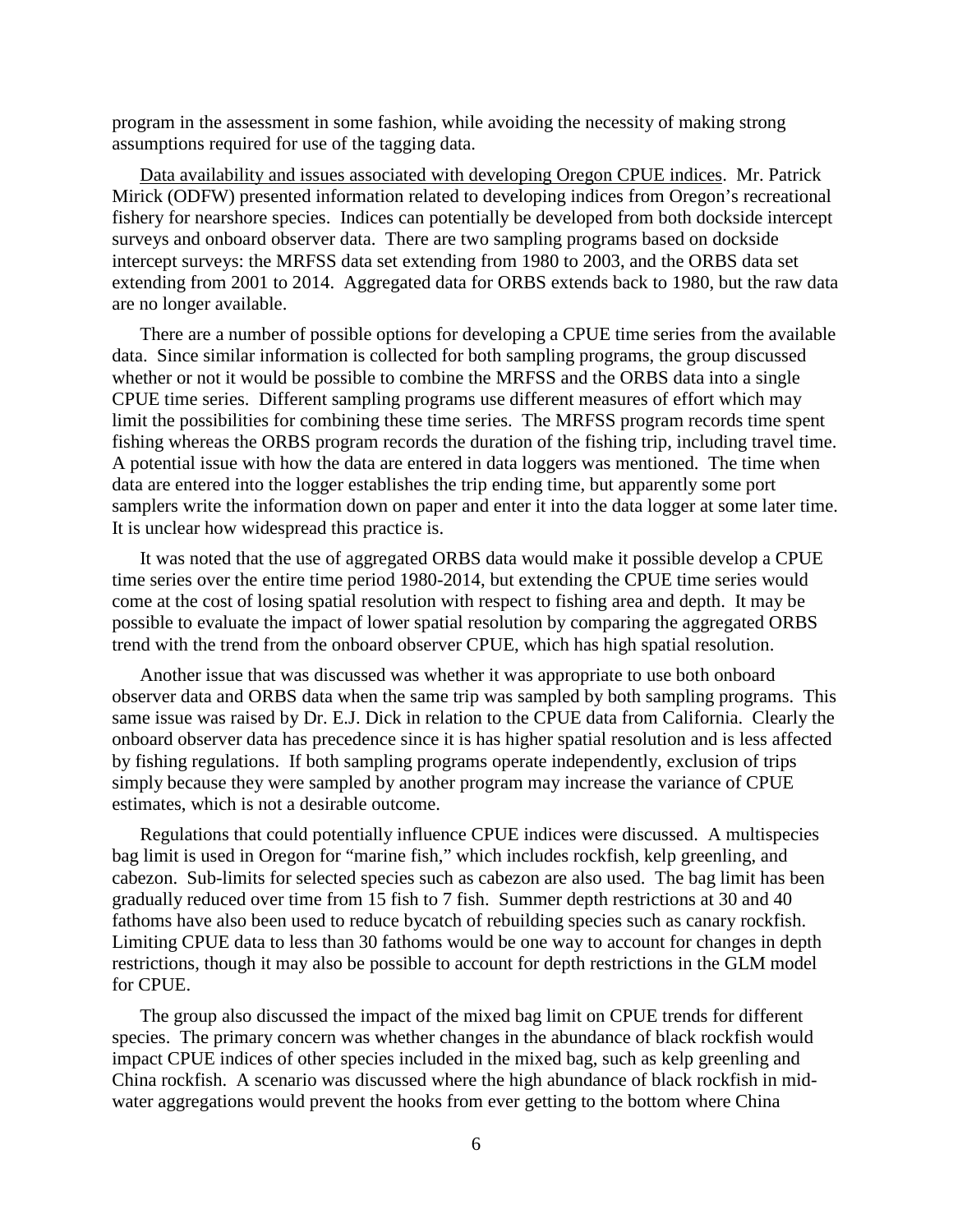program in the assessment in some fashion, while avoiding the necessity of making strong assumptions required for use of the tagging data.

Data availability and issues associated with developing Oregon CPUE indices. Mr. Patrick Mirick (ODFW) presented information related to developing indices from Oregon's recreational fishery for nearshore species. Indices can potentially be developed from both dockside intercept surveys and onboard observer data. There are two sampling programs based on dockside intercept surveys: the MRFSS data set extending from 1980 to 2003, and the ORBS data set extending from 2001 to 2014. Aggregated data for ORBS extends back to 1980, but the raw data are no longer available.

There are a number of possible options for developing a CPUE time series from the available data. Since similar information is collected for both sampling programs, the group discussed whether or not it would be possible to combine the MRFSS and the ORBS data into a single CPUE time series. Different sampling programs use different measures of effort which may limit the possibilities for combining these time series. The MRFSS program records time spent fishing whereas the ORBS program records the duration of the fishing trip, including travel time. A potential issue with how the data are entered in data loggers was mentioned. The time when data are entered into the logger establishes the trip ending time, but apparently some port samplers write the information down on paper and enter it into the data logger at some later time. It is unclear how widespread this practice is.

It was noted that the use of aggregated ORBS data would make it possible develop a CPUE time series over the entire time period 1980-2014, but extending the CPUE time series would come at the cost of losing spatial resolution with respect to fishing area and depth. It may be possible to evaluate the impact of lower spatial resolution by comparing the aggregated ORBS trend with the trend from the onboard observer CPUE, which has high spatial resolution.

Another issue that was discussed was whether it was appropriate to use both onboard observer data and ORBS data when the same trip was sampled by both sampling programs. This same issue was raised by Dr. E.J. Dick in relation to the CPUE data from California. Clearly the onboard observer data has precedence since it is has higher spatial resolution and is less affected by fishing regulations. If both sampling programs operate independently, exclusion of trips simply because they were sampled by another program may increase the variance of CPUE estimates, which is not a desirable outcome.

Regulations that could potentially influence CPUE indices were discussed. A multispecies bag limit is used in Oregon for "marine fish," which includes rockfish, kelp greenling, and cabezon. Sub-limits for selected species such as cabezon are also used. The bag limit has been gradually reduced over time from 15 fish to 7 fish. Summer depth restrictions at 30 and 40 fathoms have also been used to reduce bycatch of rebuilding species such as canary rockfish. Limiting CPUE data to less than 30 fathoms would be one way to account for changes in depth restrictions, though it may also be possible to account for depth restrictions in the GLM model for CPUE.

The group also discussed the impact of the mixed bag limit on CPUE trends for different species. The primary concern was whether changes in the abundance of black rockfish would impact CPUE indices of other species included in the mixed bag, such as kelp greenling and China rockfish. A scenario was discussed where the high abundance of black rockfish in mid-water aggregations would prevent the hooks from ever getting to the bottom where China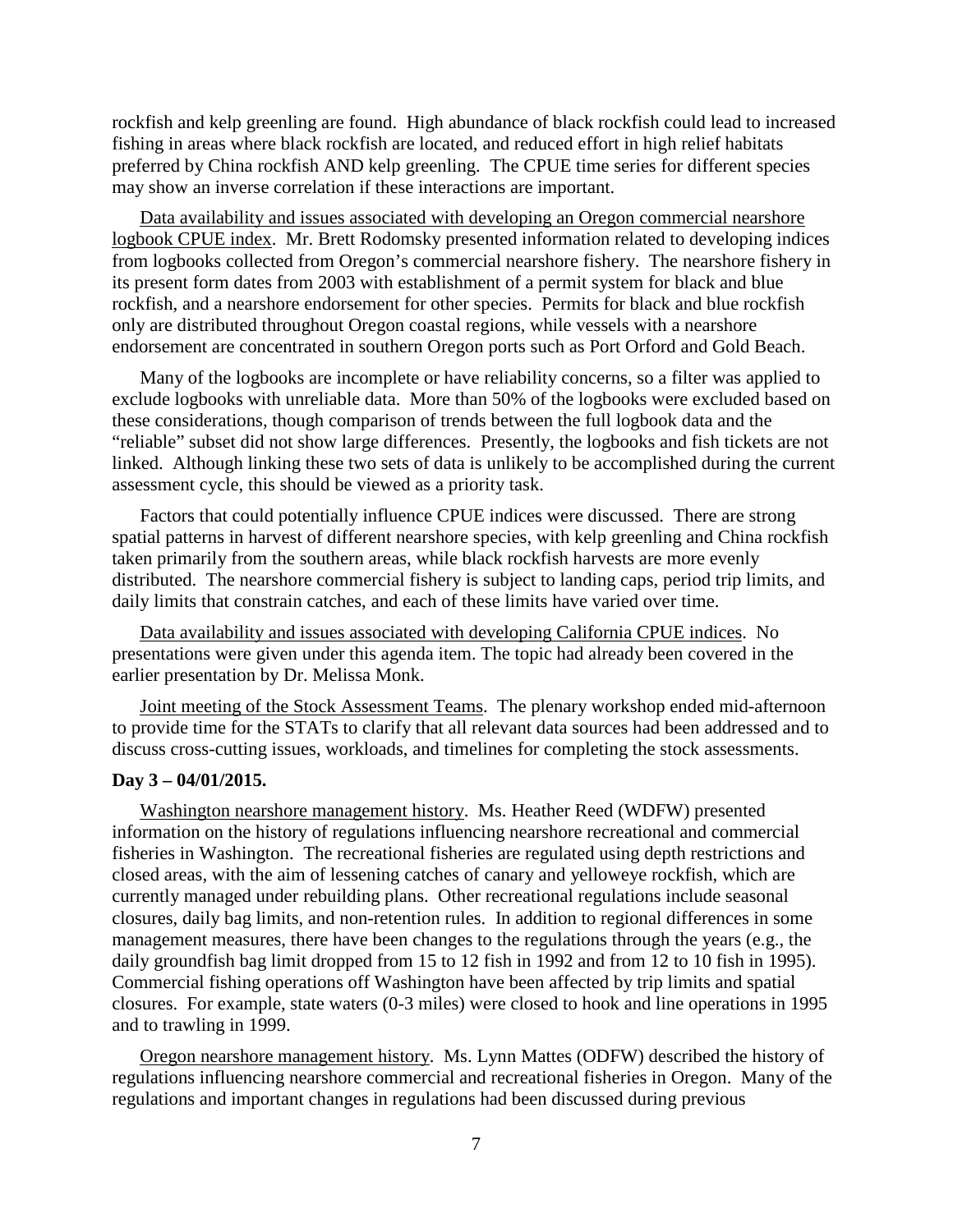rockfish and kelp greenling are found. High abundance of black rockfish could lead to increased fishing in areas where black rockfish are located, and reduced effort in high relief habitats preferred by China rockfish AND kelp greenling. The CPUE time series for different species may show an inverse correlation if these interactions are important.

Data availability and issues associated with developing an Oregon commercial nearshore logbook CPUE index. Mr. Brett Rodomsky presented information related to developing indices from logbooks collected from Oregon's commercial nearshore fishery. The nearshore fishery in its present form dates from 2003 with establishment of a permit system for black and blue rockfish, and a nearshore endorsement for other species. Permits for black and blue rockfish only are distributed throughout Oregon coastal regions, while vessels with a nearshore endorsement are concentrated in southern Oregon ports such as Port Orford and Gold Beach.

Many of the logbooks are incomplete or have reliability concerns, so a filter was applied to exclude logbooks with unreliable data. More than 50% of the logbooks were excluded based on these considerations, though comparison of trends between the full logbook data and the "reliable" subset did not show large differences. Presently, the logbooks and fish tickets are not linked. Although linking these two sets of data is unlikely to be accomplished during the current assessment cycle, this should be viewed as a priority task.

Factors that could potentially influence CPUE indices were discussed. There are strong spatial patterns in harvest of different nearshore species, with kelp greenling and China rockfish taken primarily from the southern areas, while black rockfish harvests are more evenly distributed. The nearshore commercial fishery is subject to landing caps, period trip limits, and daily limits that constrain catches, and each of these limits have varied over time.

Data availability and issues associated with developing California CPUE indices. No presentations were given under this agenda item. The topic had already been covered in the earlier presentation by Dr. Melissa Monk.

Joint meeting of the Stock Assessment Teams. The plenary workshop ended mid-afternoon to provide time for the STATs to clarify that all relevant data sources had been addressed and to discuss cross-cutting issues, workloads, and timelines for completing the stock assessments.

**Day 3 – 04/01/2015.**

Washington nearshore management history. Ms. Heather Reed (WDFW) presented information on the history of regulations influencing nearshore recreational and commercial fisheries in Washington. The recreational fisheries are regulated using depth restrictions and closed areas, with the aim of lessening catches of canary and yelloweye rockfish, which are currently managed under rebuilding plans. Other recreational regulations include seasonal closures, daily bag limits, and non-retention rules. In addition to regional differences in some management measures, there have been changes to the regulations through the years (e.g., the daily groundfish bag limit dropped from 15 to 12 fish in 1992 and from 12 to 10 fish in 1995). Commercial fishing operations off Washington have been affected by trip limits and spatial closures. For example, state waters (0-3 miles) were closed to hook and line operations in 1995 and to trawling in 1999.

Oregon nearshore management history. Ms. Lynn Mattes (ODFW) described the history of regulations influencing nearshore commercial and recreational fisheries in Oregon. Many of the regulations and important changes in regulations had been discussed during previous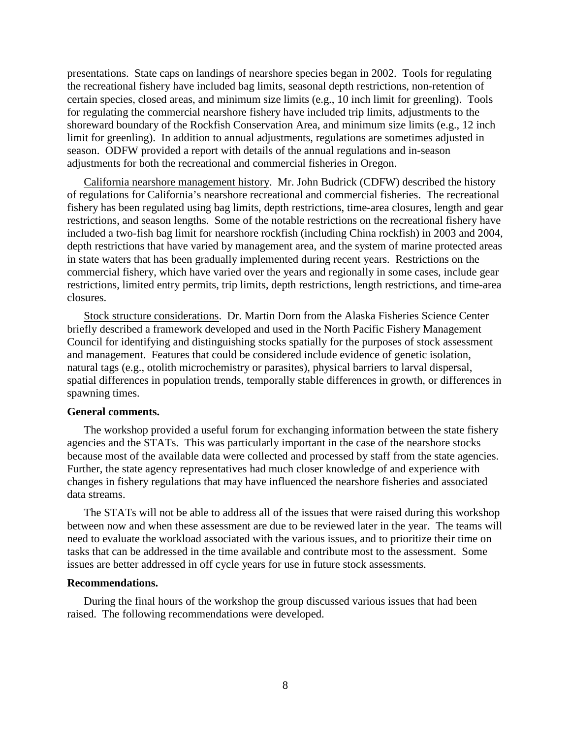presentations. State caps on landings of nearshore species began in 2002. Tools for regulating the recreational fishery have included bag limits, seasonal depth restrictions, non-retention of certain species, closed areas, and minimum size limits (e.g., 10 inch limit for greenling). Tools for regulating the commercial nearshore fishery have included trip limits, adjustments to the shoreward boundary of the Rockfish Conservation Area, and minimum size limits (e.g., 12 inch limit for greenling). In addition to annual adjustments, regulations are sometimes adjusted in season. ODFW provided a report with details of the annual regulations and in-season adjustments for both the recreational and commercial fisheries in Oregon.

California nearshore management history. Mr. John Budrick (CDFW) described the history of regulations for California's nearshore recreational and commercial fisheries. The recreational fishery has been regulated using bag limits, depth restrictions, time-area closures, length and gear restrictions, and season lengths. Some of the notable restrictions on the recreational fishery have included a two-fish bag limit for nearshore rockfish (including China rockfish) in 2003 and 2004, depth restrictions that have varied by management area, and the system of marine protected areas in state waters that has been gradually implemented during recent years. Restrictions on the commercial fishery, which have varied over the years and regionally in some cases, include gear restrictions, limited entry permits, trip limits, depth restrictions, length restrictions, and time-area closures.

Stock structure considerations. Dr. Martin Dorn from the Alaska Fisheries Science Center briefly described a framework developed and used in the North Pacific Fishery Management Council for identifying and distinguishing stocks spatially for the purposes of stock assessment and management. Features that could be considered include evidence of genetic isolation, natural tags (e.g., otolith microchemistry or parasites), physical barriers to larval dispersal, spatial differences in population trends, temporally stable differences in growth, or differences in spawning times.

**General comments.**

The workshop provided a useful forum for exchanging information between the state fishery agencies and the STATs. This was particularly important in the case of the nearshore stocks because most of the available data were collected and processed by staff from the state agencies. Further, the state agency representatives had much closer knowledge of and experience with changes in fishery regulations that may have influenced the nearshore fisheries and associated data streams.

The STATs will not be able to address all of the issues that were raised during this workshop between now and when these assessment are due to be reviewed later in the year. The teams will need to evaluate the workload associated with the various issues, and to prioritize their time on tasks that can be addressed in the time available and contribute most to the assessment. Some issues are better addressed in off cycle years for use in future stock assessments.

**Recommendations.**

During the final hours of the workshop the group discussed various issues that had been raised. The following recommendations were developed.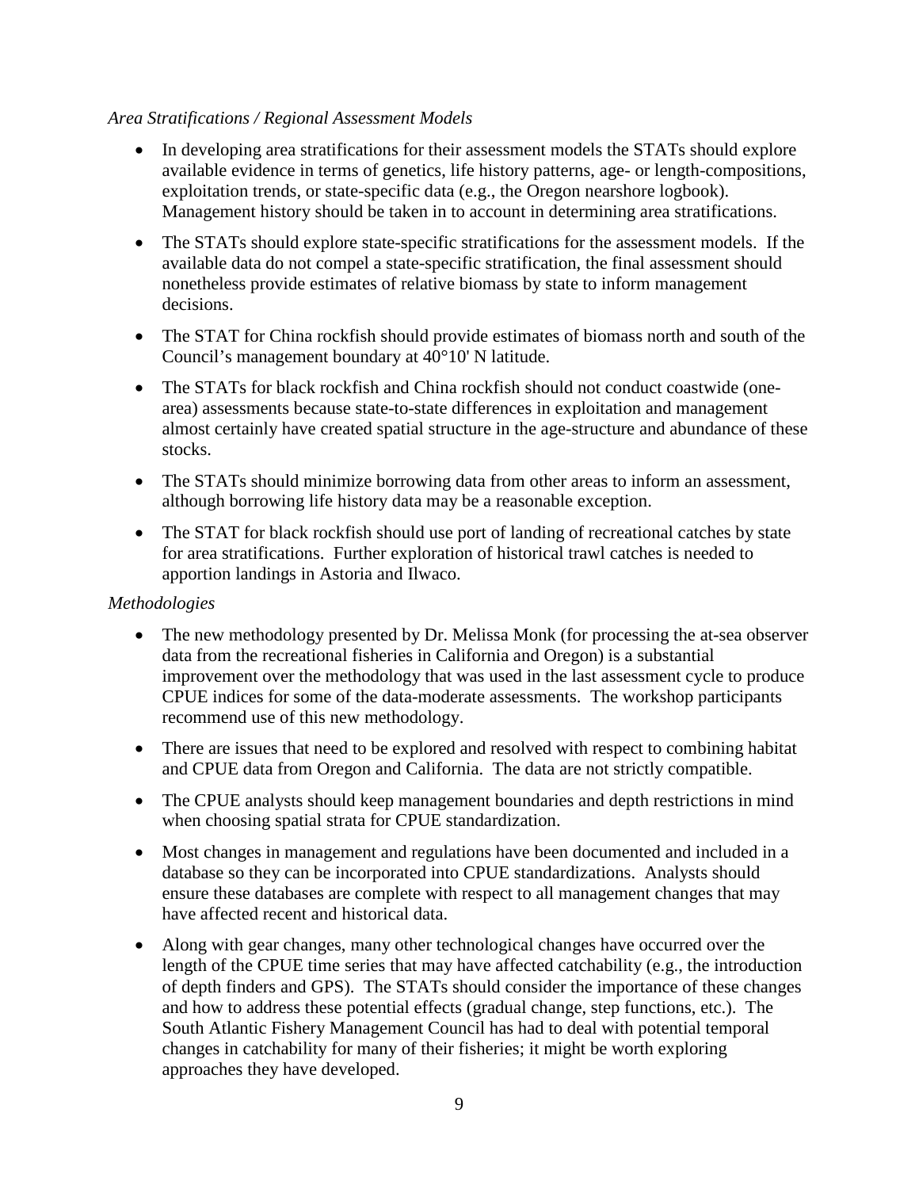*Area Stratifications / Regional Assessment Models*

- In developing area stratifications for their assessment models the STATs should explore available evidence in terms of genetics, life history patterns, age- or length-compositions, exploitation trends, or state-specific data (e.g., the Oregon nearshore logbook). Management history should be taken in to account in determining area stratifications.
- The STATs should explore state-specific stratifications for the assessment models. If the available data do not compel a state-specific stratification, the final assessment should nonetheless provide estimates of relative biomass by state to inform management decisions.
- The STAT for China rockfish should provide estimates of biomass north and south of the Council's management boundary at 40°10' N latitude.
- The STATs for black rockfish and China rockfish should not conduct coastwide (one-area) assessments because state-to-state differences in exploitation and management almost certainly have created spatial structure in the age-structure and abundance of these stocks.
- The STATs should minimize borrowing data from other areas to inform an assessment, although borrowing life history data may be a reasonable exception.
- The STAT for black rockfish should use port of landing of recreational catches by state for area stratifications. Further exploration of historical trawl catches is needed to apportion landings in Astoria and Ilwaco.

*Methodologies*

- The new methodology presented by Dr. Melissa Monk (for processing the at-sea observer data from the recreational fisheries in California and Oregon) is a substantial improvement over the methodology that was used in the last assessment cycle to produce CPUE indices for some of the data-moderate assessments. The workshop participants recommend use of this new methodology.
- There are issues that need to be explored and resolved with respect to combining habitat and CPUE data from Oregon and California. The data are not strictly compatible.
- The CPUE analysts should keep management boundaries and depth restrictions in mind when choosing spatial strata for CPUE standardization.
- Most changes in management and regulations have been documented and included in a database so they can be incorporated into CPUE standardizations. Analysts should ensure these databases are complete with respect to all management changes that may have affected recent and historical data.
- Along with gear changes, many other technological changes have occurred over the length of the CPUE time series that may have affected catchability (e.g., the introduction of depth finders and GPS). The STATs should consider the importance of these changes and how to address these potential effects (gradual change, step functions, etc.). The South Atlantic Fishery Management Council has had to deal with potential temporal changes in catchability for many of their fisheries; it might be worth exploring approaches they have developed.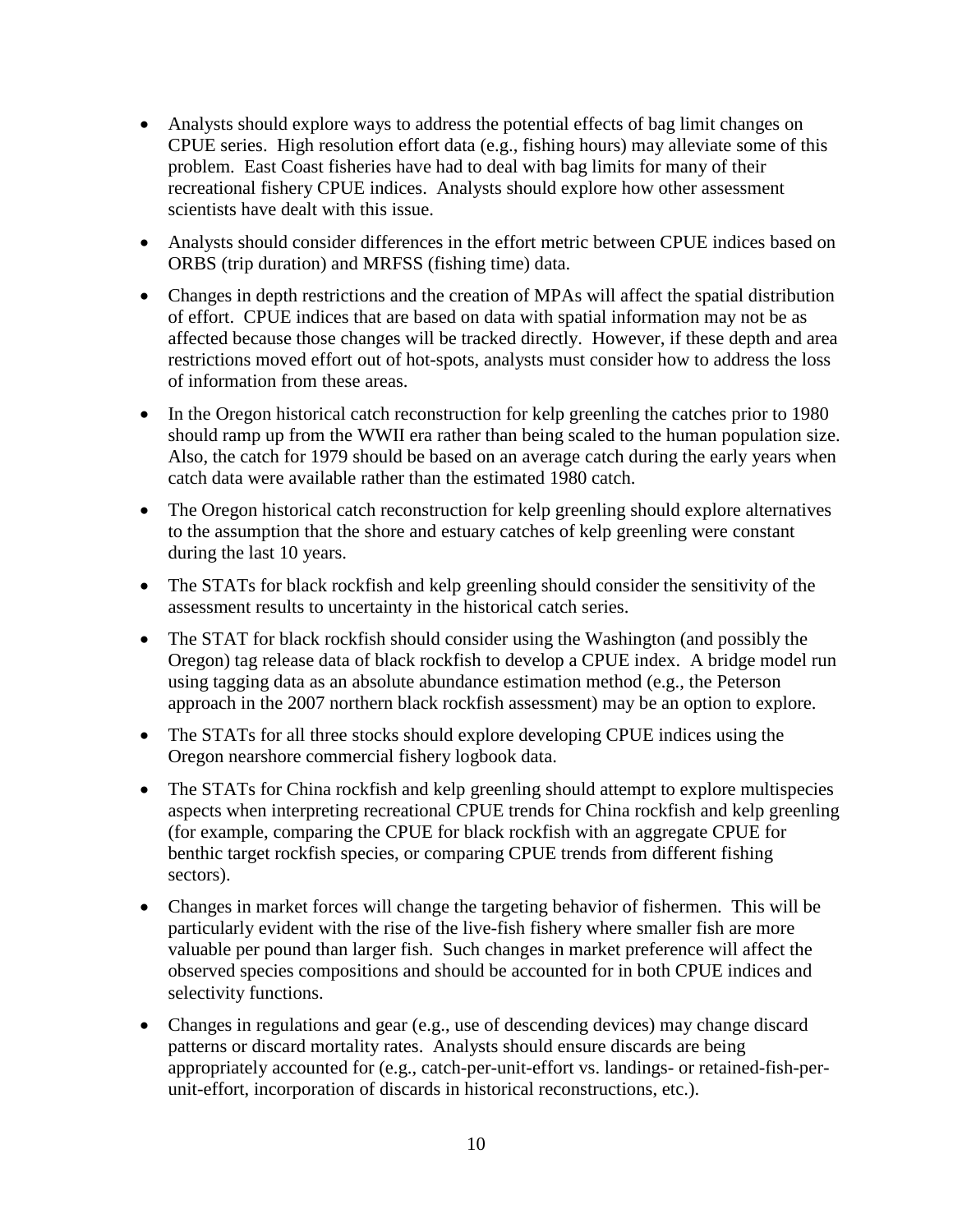- Analysts should explore ways to address the potential effects of bag limit changes on CPUE series. High resolution effort data (e.g., fishing hours) may alleviate some of this problem. East Coast fisheries have had to deal with bag limits for many of their recreational fishery CPUE indices. Analysts should explore how other assessment scientists have dealt with this issue.
- Analysts should consider differences in the effort metric between CPUE indices based on ORBS (trip duration) and MRFSS (fishing time) data.
- Changes in depth restrictions and the creation of MPAs will affect the spatial distribution of effort. CPUE indices that are based on data with spatial information may not be as affected because those changes will be tracked directly. However, if these depth and area restrictions moved effort out of hot-spots, analysts must consider how to address the loss of information from these areas.
- In the Oregon historical catch reconstruction for kelp greenling the catches prior to 1980 should ramp up from the WWII era rather than being scaled to the human population size. Also, the catch for 1979 should be based on an average catch during the early years when catch data were available rather than the estimated 1980 catch.
- The Oregon historical catch reconstruction for kelp greenling should explore alternatives to the assumption that the shore and estuary catches of kelp greenling were constant during the last 10 years.
- The STATs for black rockfish and kelp greenling should consider the sensitivity of the assessment results to uncertainty in the historical catch series.
- The STAT for black rockfish should consider using the Washington (and possibly the Oregon) tag release data of black rockfish to develop a CPUE index. A bridge model run using tagging data as an absolute abundance estimation method (e.g., the Peterson approach in the 2007 northern black rockfish assessment) may be an option to explore.
- The STATs for all three stocks should explore developing CPUE indices using the Oregon nearshore commercial fishery logbook data.
- The STATs for China rockfish and kelp greenling should attempt to explore multispecies aspects when interpreting recreational CPUE trends for China rockfish and kelp greenling (for example, comparing the CPUE for black rockfish with an aggregate CPUE for benthic target rockfish species, or comparing CPUE trends from different fishing sectors).
- Changes in market forces will change the targeting behavior of fishermen. This will be particularly evident with the rise of the live-fish fishery where smaller fish are more valuable per pound than larger fish. Such changes in market preference will affect the observed species compositions and should be accounted for in both CPUE indices and selectivity functions.
- Changes in regulations and gear (e.g., use of descending devices) may change discard patterns or discard mortality rates. Analysts should ensure discards are being appropriately accounted for (e.g., catch-per-unit-effort vs. landings- or retained-fish-per-unit-effort, incorporation of discards in historical reconstructions, etc.).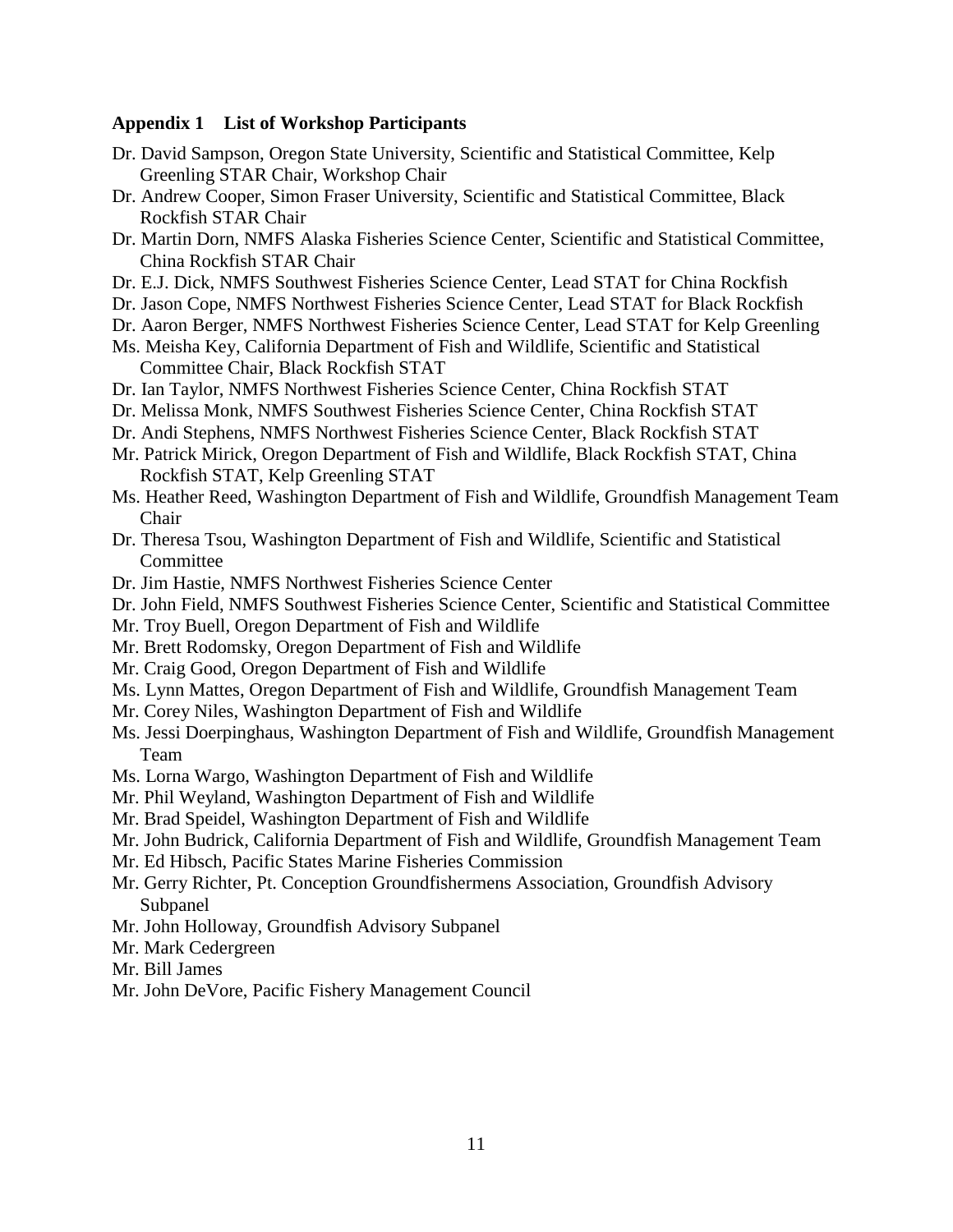### Appendix 1 List of Workshop Participants

Dr. David Sampson, Oregon State University, Scientific and Statistical Committee, Kelp Greenling STAR Chair, Workshop Chair

Dr. Andrew Cooper, Simon Fraser University, Scientific and Statistical Committee, Black Rockfish STAR Chair

Dr. Martin Dorn, NMFS Alaska Fisheries Science Center, Scientific and Statistical Committee, China Rockfish STAR Chair

Dr. E.J. Dick, NMFS Southwest Fisheries Science Center, Lead STAT for China Rockfish

Dr. Jason Cope, NMFS Northwest Fisheries Science Center, Lead STAT for Black Rockfish

Dr. Aaron Berger, NMFS Northwest Fisheries Science Center, Lead STAT for Kelp Greenling

Ms. Meisha Key, California Department of Fish and Wildlife, Scientific and Statistical Committee Chair, Black Rockfish STAT

Dr. Ian Taylor, NMFS Northwest Fisheries Science Center, China Rockfish STAT

Dr. Melissa Monk, NMFS Southwest Fisheries Science Center, China Rockfish STAT

Dr. Andi Stephens, NMFS Northwest Fisheries Science Center, Black Rockfish STAT

Mr. Patrick Mirick, Oregon Department of Fish and Wildlife, Black Rockfish STAT, China Rockfish STAT, Kelp Greenling STAT

Ms. Heather Reed, Washington Department of Fish and Wildlife, Groundfish Management Team Chair

Dr. Theresa Tsou, Washington Department of Fish and Wildlife, Scientific and Statistical Committee

Dr. Jim Hastie, NMFS Northwest Fisheries Science Center

Dr. John Field, NMFS Southwest Fisheries Science Center, Scientific and Statistical Committee

Mr. Troy Buell, Oregon Department of Fish and Wildlife

Mr. Brett Rodomsky, Oregon Department of Fish and Wildlife

Mr. Craig Good, Oregon Department of Fish and Wildlife

Ms. Lynn Mattes, Oregon Department of Fish and Wildlife, Groundfish Management Team

Mr. Corey Niles, Washington Department of Fish and Wildlife

Ms. Jessi Doerpinghaus, Washington Department of Fish and Wildlife, Groundfish Management Team

Ms. Lorna Wargo, Washington Department of Fish and Wildlife

Mr. Phil Weyland, Washington Department of Fish and Wildlife

Mr. Brad Speidel, Washington Department of Fish and Wildlife

Mr. John Budrick, California Department of Fish and Wildlife, Groundfish Management Team

Mr. Ed Hibsch, Pacific States Marine Fisheries Commission

Mr. Gerry Richter, Pt. Conception Groundfishermens Association, Groundfish Advisory Subpanel

Mr. John Holloway, Groundfish Advisory Subpanel

Mr. Mark Cedergreen

Mr. Bill James

Mr. John DeVore, Pacific Fishery Management Council